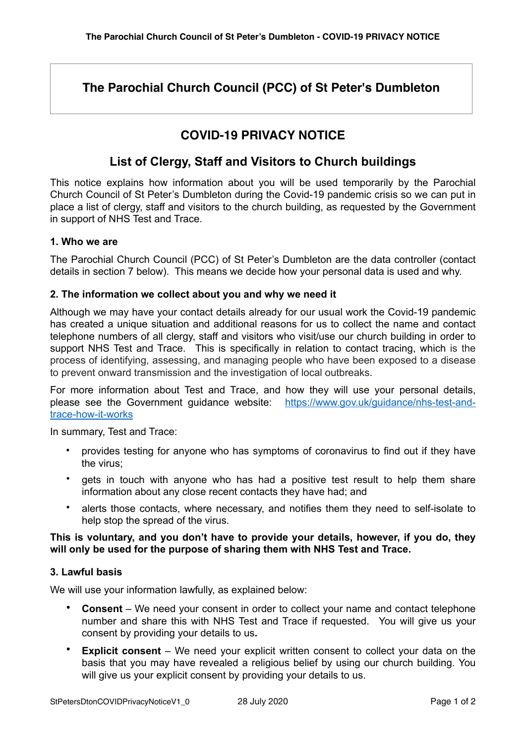# The Parochial Church Council (PCC) of St Peter's Dumbleton

## COVID-19 PRIVACY NOTICE

## List of Clergy, Staff and Visitors to Church buildings

This notice explains how information about you will be used temporarily by the Parochial Church Council of St Peter's Dumbleton during the Covid-19 pandemic crisis so we can put in place a list of clergy, staff and visitors to the church building, as requested by the Government in support of NHS Test and Trace.

### 1. Who we are

The Parochial Church Council (PCC) of St Peter's Dumbleton are the data controller (contact details in section 7 below). This means we decide how your personal data is used and why.

### 2. The information we collect about you and why we need it

Although we may have your contact details already for our usual work the Covid-19 pandemic has created a unique situation and additional reasons for us to collect the name and contact telephone numbers of all clergy, staff and visitors who visit/use our church building in order to support NHS Test and Trace. This is specifically in relation to contact tracing, which is the process of identifying, assessing, and managing people who have been exposed to a disease to prevent onward transmission and the investigation of local outbreaks.

For more information about Test and Trace, and how they will use your personal details, please see the Government guidance website: [https://www.gov.uk/guidance/nhs-test-and-trace-how-it-works](https://www.gov.uk/guidance/nhs-test-and-trace-how-it-works)

In summary, Test and Trace:

- provides testing for anyone who has symptoms of coronavirus to find out if they have the virus;
- gets in touch with anyone who has had a positive test result to help them share information about any close recent contacts they have had; and
- alerts those contacts, where necessary, and notifies them they need to self-isolate to help stop the spread of the virus.

**This is voluntary, and you don't have to provide your details, however, if you do, they will only be used for the purpose of sharing them with NHS Test and Trace.**

### 3. Lawful basis

We will use your information lawfully, as explained below:

- **Consent** – We need your consent in order to collect your name and contact telephone number and share this with NHS Test and Trace if requested. You will give us your consent by providing your details to us**.**
- **Explicit consent** – We need your explicit written consent to collect your data on the basis that you may have revealed a religious belief by using our church building. You will give us your explicit consent by providing your details to us.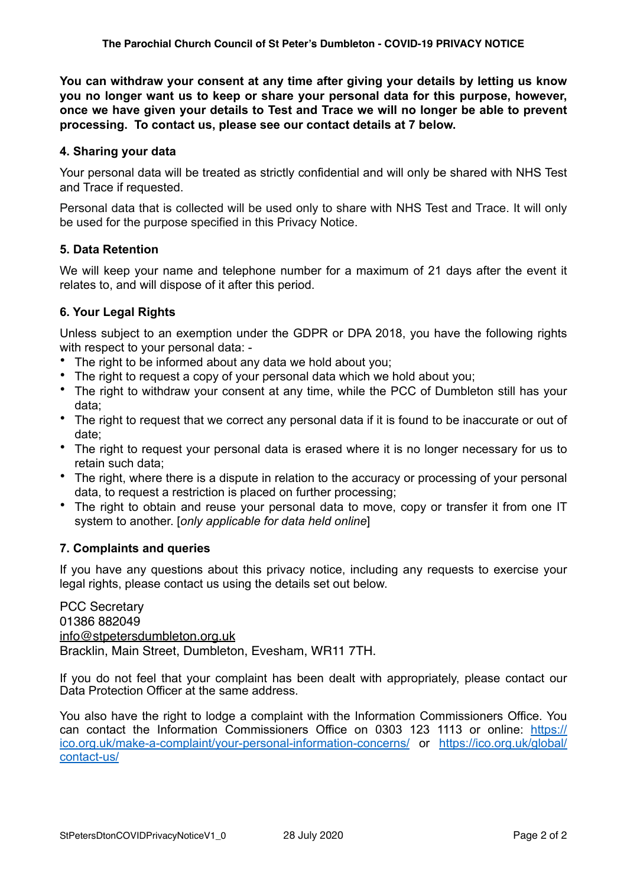**You can withdraw your consent at any time after giving your details by letting us know you no longer want us to keep or share your personal data for this purpose, however, once we have given your details to Test and Trace we will no longer be able to prevent processing. To contact us, please see our contact details at 7 below.**

### 4. Sharing your data

Your personal data will be treated as strictly confidential and will only be shared with NHS Test and Trace if requested.

Personal data that is collected will be used only to share with NHS Test and Trace. It will only be used for the purpose specified in this Privacy Notice.

### 5. Data Retention

We will keep your name and telephone number for a maximum of 21 days after the event it relates to, and will dispose of it after this period.

### 6. Your Legal Rights

Unless subject to an exemption under the GDPR or DPA 2018, you have the following rights with respect to your personal data: -

- The right to be informed about any data we hold about you;
- The right to request a copy of your personal data which we hold about you;
- The right to withdraw your consent at any time, while the PCC of Dumbleton still has your data;
- The right to request that we correct any personal data if it is found to be inaccurate or out of date;
- The right to request your personal data is erased where it is no longer necessary for us to retain such data;
- The right, where there is a dispute in relation to the accuracy or processing of your personal data, to request a restriction is placed on further processing;
- The right to obtain and reuse your personal data to move, copy or transfer it from one IT system to another. [*only applicable for data held online*]

### 7. Complaints and queries

If you have any questions about this privacy notice, including any requests to exercise your legal rights, please contact us using the details set out below.

PCC Secretary  
01386 882049  
info@stpetersdumbleton.org.uk  
Bracklin, Main Street, Dumbleton, Evesham, WR11 7TH.

If you do not feel that your complaint has been dealt with appropriately, please contact our Data Protection Officer at the same address.

You also have the right to lodge a complaint with the Information Commissioners Office. You can contact the Information Commissioners Office on 0303 123 1113 or online: https://ico.org.uk/make-a-complaint/your-personal-information-concerns/ or https://ico.org.uk/global/contact-us/

StPetersDtonCOVIDPrivacyNoticeV1_0 28 July 2020